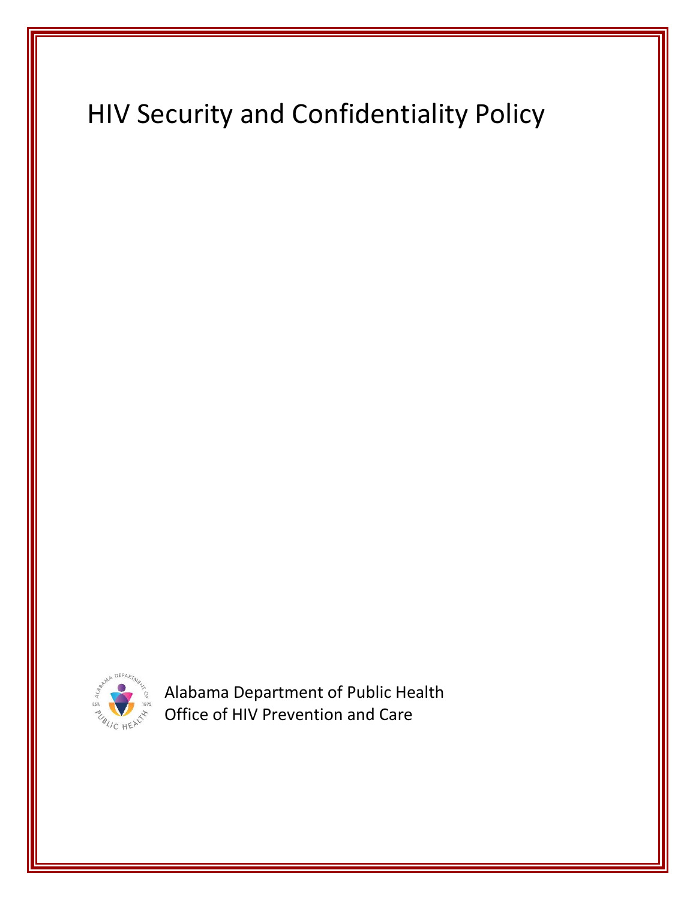# HIV Security and Confidentiality Policy

Alabama Department of Public Health
Office of HIV Prevention and Care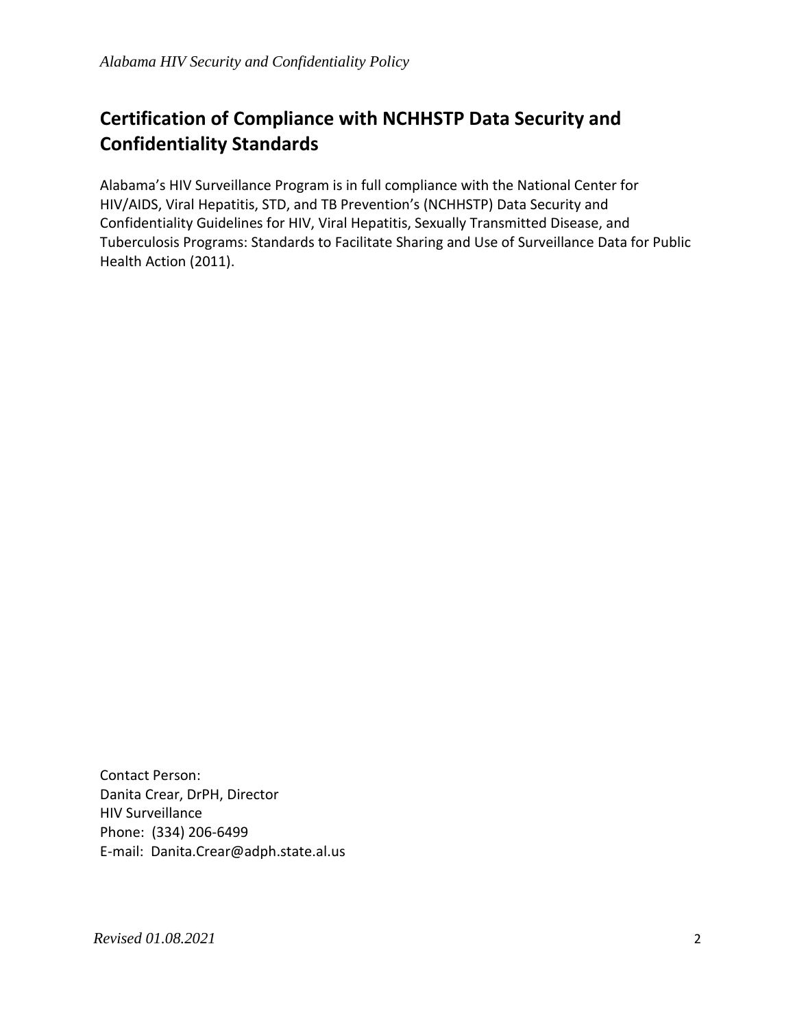## Certification of Compliance with NCHHSTP Data Security and Confidentiality Standards

Alabama's HIV Surveillance Program is in full compliance with the National Center for HIV/AIDS, Viral Hepatitis, STD, and TB Prevention's (NCHHSTP) Data Security and Confidentiality Guidelines for HIV, Viral Hepatitis, Sexually Transmitted Disease, and Tuberculosis Programs: Standards to Facilitate Sharing and Use of Surveillance Data for Public Health Action (2011).

Contact Person:
Danita Crear, DrPH, Director
HIV Surveillance
Phone: (334) 206-6499
E-mail: Danita.Crear@adph.state.al.us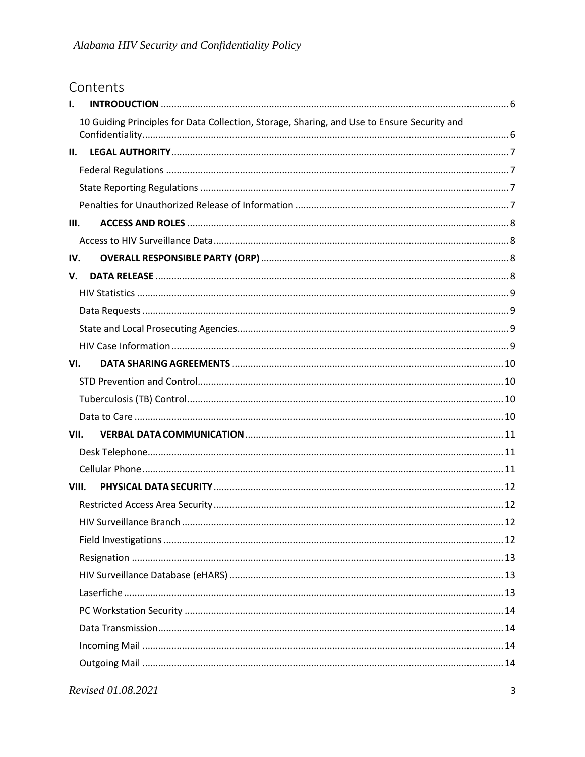# Contents

- I. **INTRODUCTION** ... 6
  - 10 Guiding Principles for Data Collection, Storage, Sharing, and Use to Ensure Security and Confidentiality ... 6
- II. **LEGAL AUTHORITY** ... 7
  - Federal Regulations ... 7
  - State Reporting Regulations ... 7
  - Penalties for Unauthorized Release of Information ... 7
- III. **ACCESS AND ROLES** ... 8
  - Access to HIV Surveillance Data ... 8
- IV. **OVERALL RESPONSIBLE PARTY (ORP)** ... 8
- V. **DATA RELEASE** ... 8
  - HIV Statistics ... 9
  - Data Requests ... 9
  - State and Local Prosecuting Agencies ... 9
  - HIV Case Information ... 9
- VI. **DATA SHARING AGREEMENTS** ... 10
  - STD Prevention and Control ... 10
  - Tuberculosis (TB) Control ... 10
  - Data to Care ... 10
- VII. **VERBAL DATA COMMUNICATION** ... 11
  - Desk Telephone ... 11
  - Cellular Phone ... 11
- VIII. **PHYSICAL DATA SECURITY** ... 12
  - Restricted Access Area Security ... 12
  - HIV Surveillance Branch ... 12
  - Field Investigations ... 12
  - Resignation ... 13
  - HIV Surveillance Database (eHARS) ... 13
  - Laserfiche ... 13
  - PC Workstation Security ... 14
  - Data Transmission ... 14
  - Incoming Mail ... 14
  - Outgoing Mail ... 14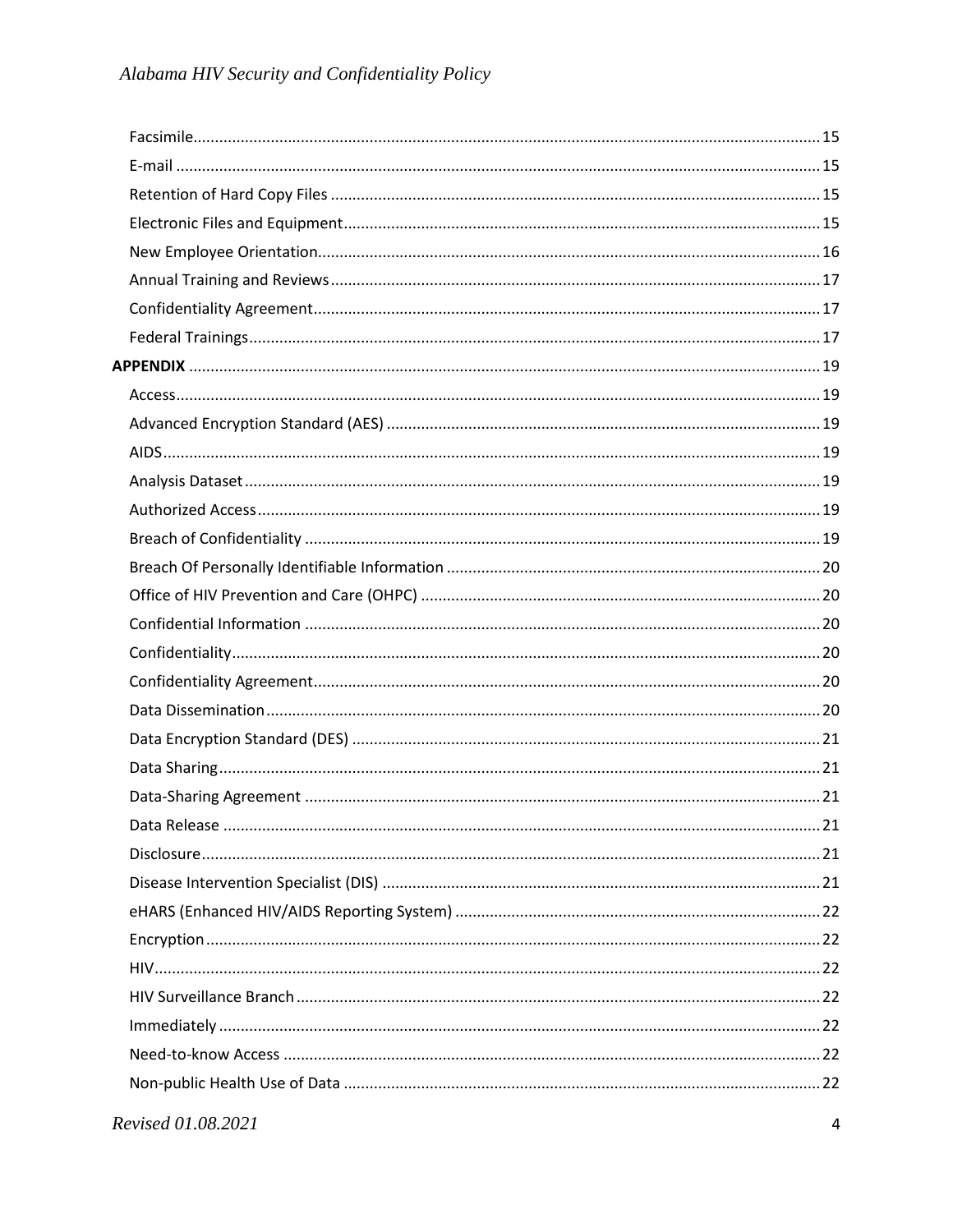Facsimile ........................................................................................................................................ 15
E-mail ............................................................................................................................................. 15
Retention of Hard Copy Files ......................................................................................................... 15
Electronic Files and Equipment ...................................................................................................... 15
New Employee Orientation ............................................................................................................ 16
Annual Training and Reviews ......................................................................................................... 17
Confidentiality Agreement ............................................................................................................. 17
Federal Trainings ............................................................................................................................ 17

**APPENDIX** ....................................................................................................................................... 19

Access ............................................................................................................................................. 19
Advanced Encryption Standard (AES) ............................................................................................ 19
AIDS ................................................................................................................................................ 19
Analysis Dataset ............................................................................................................................. 19
Authorized Access .......................................................................................................................... 19
Breach of Confidentiality ............................................................................................................... 19
Breach Of Personally Identifiable Information .............................................................................. 20
Office of HIV Prevention and Care (OHPC) ..................................................................................... 20
Confidential Information ............................................................................................................... 20
Confidentiality ................................................................................................................................ 20
Confidentiality Agreement ............................................................................................................. 20
Data Dissemination ........................................................................................................................ 20
Data Encryption Standard (DES) .................................................................................................... 21
Data Sharing ................................................................................................................................... 21
Data-Sharing Agreement ............................................................................................................... 21
Data Release .................................................................................................................................. 21
Disclosure ....................................................................................................................................... 21
Disease Intervention Specialist (DIS) ............................................................................................. 21
eHARS (Enhanced HIV/AIDS Reporting System) ............................................................................. 22
Encryption ...................................................................................................................................... 22
HIV .................................................................................................................................................. 22
HIV Surveillance Branch ................................................................................................................. 22
Immediately ................................................................................................................................... 22
Need-to-know Access .................................................................................................................... 22
Non-public Health Use of Data ...................................................................................................... 22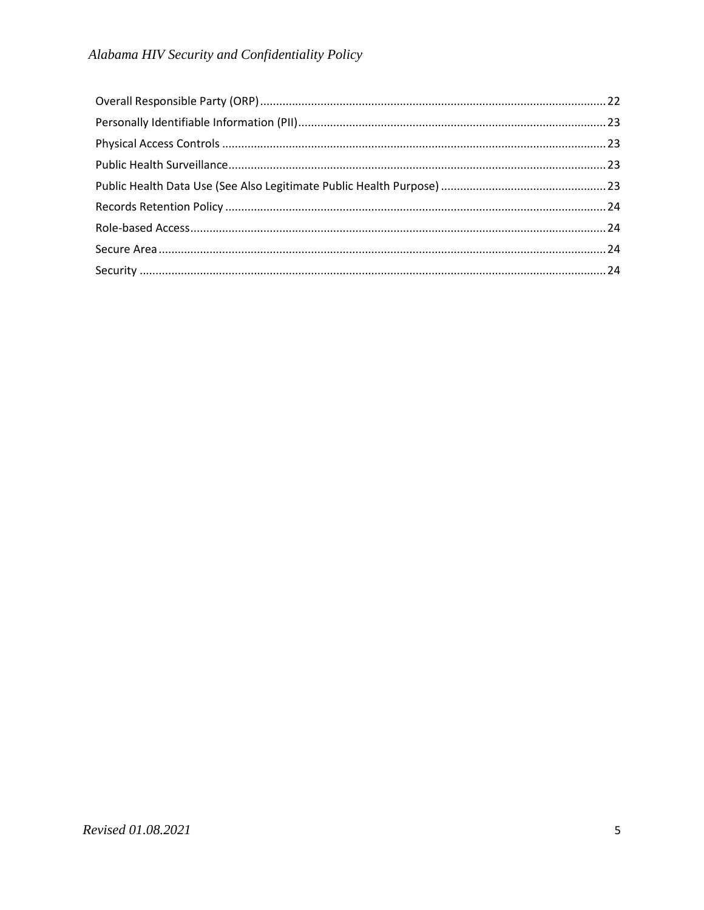Overall Responsible Party (ORP) ........ 22
Personally Identifiable Information (PII) ........ 23
Physical Access Controls ........ 23
Public Health Surveillance ........ 23
Public Health Data Use (See Also Legitimate Public Health Purpose) ........ 23
Records Retention Policy ........ 24
Role-based Access ........ 24
Secure Area ........ 24
Security ........ 24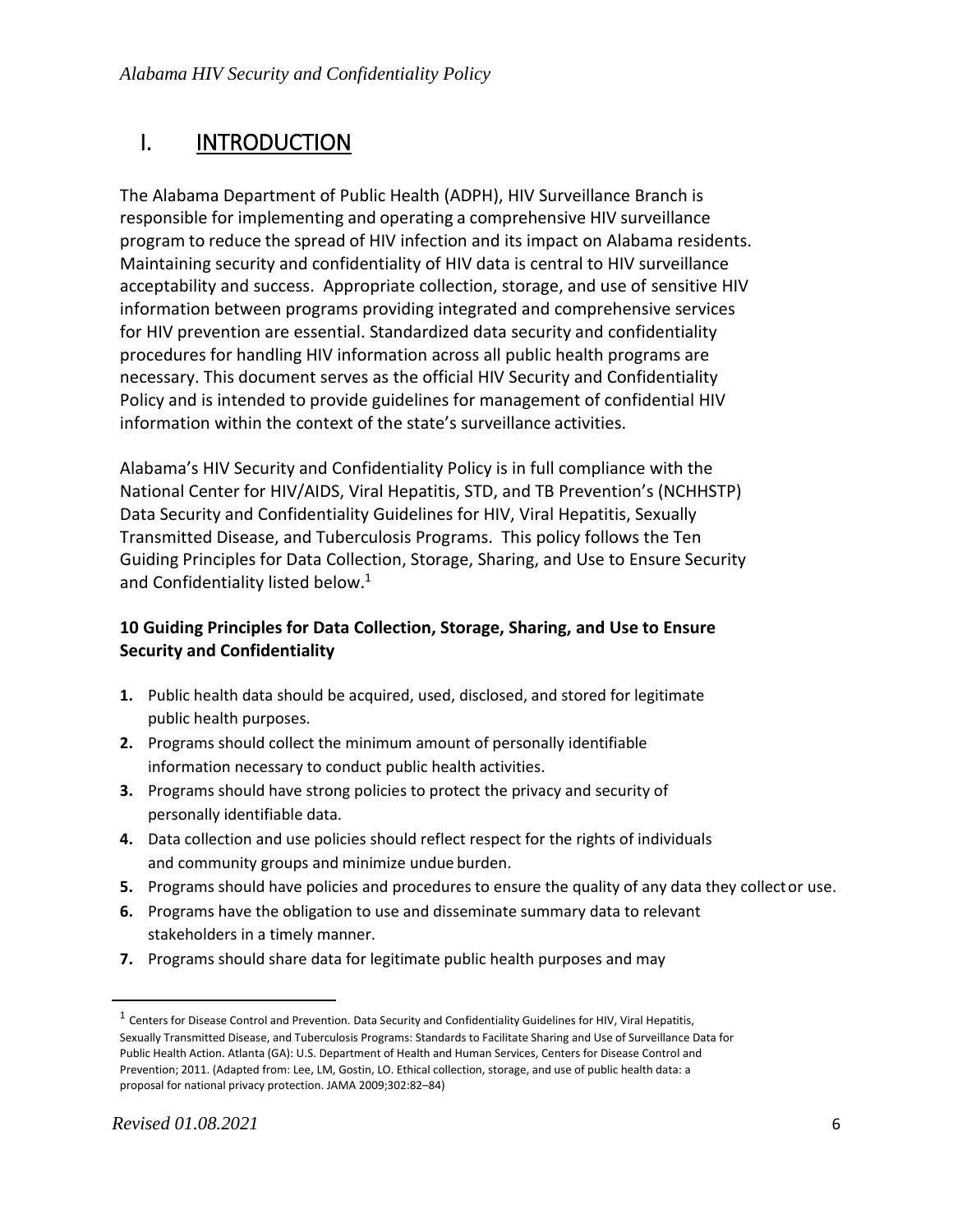# I. INTRODUCTION

The Alabama Department of Public Health (ADPH), HIV Surveillance Branch is responsible for implementing and operating a comprehensive HIV surveillance program to reduce the spread of HIV infection and its impact on Alabama residents. Maintaining security and confidentiality of HIV data is central to HIV surveillance acceptability and success. Appropriate collection, storage, and use of sensitive HIV information between programs providing integrated and comprehensive services for HIV prevention are essential. Standardized data security and confidentiality procedures for handling HIV information across all public health programs are necessary. This document serves as the official HIV Security and Confidentiality Policy and is intended to provide guidelines for management of confidential HIV information within the context of the state's surveillance activities.

Alabama's HIV Security and Confidentiality Policy is in full compliance with the National Center for HIV/AIDS, Viral Hepatitis, STD, and TB Prevention's (NCHHSTP) Data Security and Confidentiality Guidelines for HIV, Viral Hepatitis, Sexually Transmitted Disease, and Tuberculosis Programs. This policy follows the Ten Guiding Principles for Data Collection, Storage, Sharing, and Use to Ensure Security and Confidentiality listed below.[1]

### 10 Guiding Principles for Data Collection, Storage, Sharing, and Use to Ensure Security and Confidentiality

1. Public health data should be acquired, used, disclosed, and stored for legitimate public health purposes.
2. Programs should collect the minimum amount of personally identifiable information necessary to conduct public health activities.
3. Programs should have strong policies to protect the privacy and security of personally identifiable data.
4. Data collection and use policies should reflect respect for the rights of individuals and community groups and minimize undue burden.
5. Programs should have policies and procedures to ensure the quality of any data they collect or use.
6. Programs have the obligation to use and disseminate summary data to relevant stakeholders in a timely manner.
7. Programs should share data for legitimate public health purposes and may

[1] Centers for Disease Control and Prevention. Data Security and Confidentiality Guidelines for HIV, Viral Hepatitis, Sexually Transmitted Disease, and Tuberculosis Programs: Standards to Facilitate Sharing and Use of Surveillance Data for Public Health Action. Atlanta (GA): U.S. Department of Health and Human Services, Centers for Disease Control and Prevention; 2011. (Adapted from: Lee, LM, Gostin, LO. Ethical collection, storage, and use of public health data: a proposal for national privacy protection. JAMA 2009;302:82–84)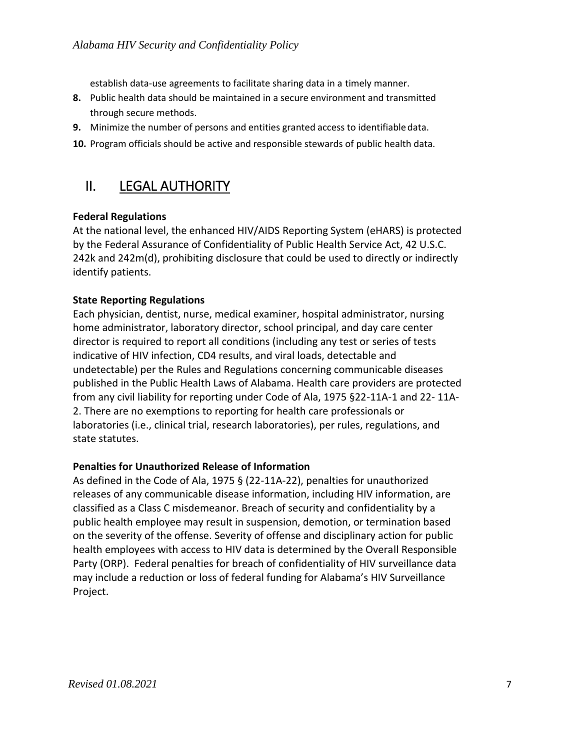establish data-use agreements to facilitate sharing data in a timely manner.

**8.** Public health data should be maintained in a secure environment and transmitted through secure methods.

**9.** Minimize the number of persons and entities granted access to identifiable data.

**10.** Program officials should be active and responsible stewards of public health data.

# II. LEGAL AUTHORITY

**Federal Regulations**

At the national level, the enhanced HIV/AIDS Reporting System (eHARS) is protected by the Federal Assurance of Confidentiality of Public Health Service Act, 42 U.S.C. 242k and 242m(d), prohibiting disclosure that could be used to directly or indirectly identify patients.

**State Reporting Regulations**

Each physician, dentist, nurse, medical examiner, hospital administrator, nursing home administrator, laboratory director, school principal, and day care center director is required to report all conditions (including any test or series of tests indicative of HIV infection, CD4 results, and viral loads, detectable and undetectable) per the Rules and Regulations concerning communicable diseases published in the Public Health Laws of Alabama. Health care providers are protected from any civil liability for reporting under Code of Ala, 1975 §22-11A-1 and 22- 11A-2. There are no exemptions to reporting for health care professionals or laboratories (i.e., clinical trial, research laboratories), per rules, regulations, and state statutes.

**Penalties for Unauthorized Release of Information**

As defined in the Code of Ala, 1975 § (22-11A-22), penalties for unauthorized releases of any communicable disease information, including HIV information, are classified as a Class C misdemeanor. Breach of security and confidentiality by a public health employee may result in suspension, demotion, or termination based on the severity of the offense. Severity of offense and disciplinary action for public health employees with access to HIV data is determined by the Overall Responsible Party (ORP). Federal penalties for breach of confidentiality of HIV surveillance data may include a reduction or loss of federal funding for Alabama's HIV Surveillance Project.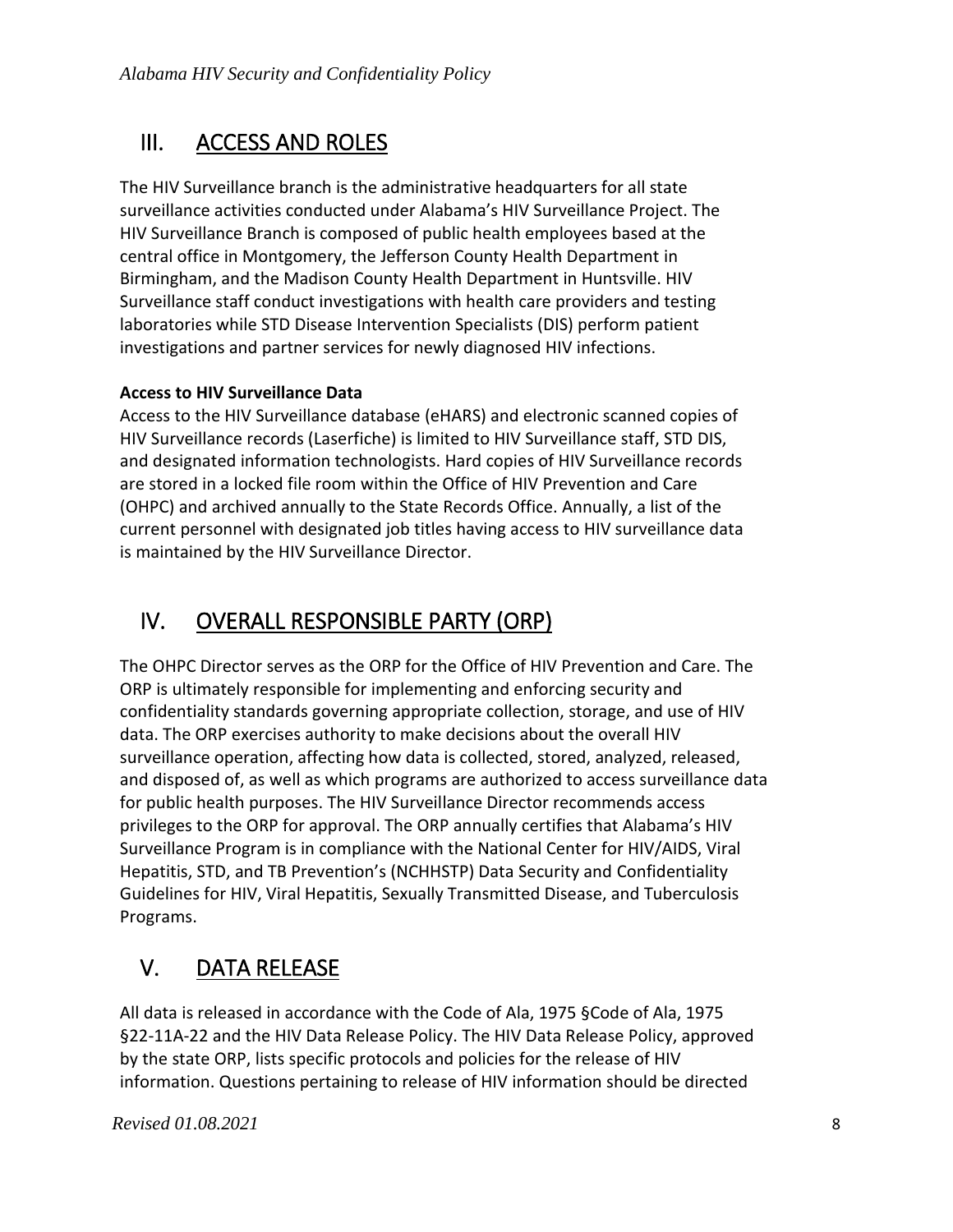## III. ACCESS AND ROLES

The HIV Surveillance branch is the administrative headquarters for all state surveillance activities conducted under Alabama's HIV Surveillance Project. The HIV Surveillance Branch is composed of public health employees based at the central office in Montgomery, the Jefferson County Health Department in Birmingham, and the Madison County Health Department in Huntsville. HIV Surveillance staff conduct investigations with health care providers and testing laboratories while STD Disease Intervention Specialists (DIS) perform patient investigations and partner services for newly diagnosed HIV infections.

**Access to HIV Surveillance Data**

Access to the HIV Surveillance database (eHARS) and electronic scanned copies of HIV Surveillance records (Laserfiche) is limited to HIV Surveillance staff, STD DIS, and designated information technologists. Hard copies of HIV Surveillance records are stored in a locked file room within the Office of HIV Prevention and Care (OHPC) and archived annually to the State Records Office. Annually, a list of the current personnel with designated job titles having access to HIV surveillance data is maintained by the HIV Surveillance Director.

## IV. OVERALL RESPONSIBLE PARTY (ORP)

The OHPC Director serves as the ORP for the Office of HIV Prevention and Care. The ORP is ultimately responsible for implementing and enforcing security and confidentiality standards governing appropriate collection, storage, and use of HIV data. The ORP exercises authority to make decisions about the overall HIV surveillance operation, affecting how data is collected, stored, analyzed, released, and disposed of, as well as which programs are authorized to access surveillance data for public health purposes. The HIV Surveillance Director recommends access privileges to the ORP for approval. The ORP annually certifies that Alabama's HIV Surveillance Program is in compliance with the National Center for HIV/AIDS, Viral Hepatitis, STD, and TB Prevention's (NCHHSTP) Data Security and Confidentiality Guidelines for HIV, Viral Hepatitis, Sexually Transmitted Disease, and Tuberculosis Programs.

## V. DATA RELEASE

All data is released in accordance with the Code of Ala, 1975 §Code of Ala, 1975 §22-11A-22 and the HIV Data Release Policy. The HIV Data Release Policy, approved by the state ORP, lists specific protocols and policies for the release of HIV information. Questions pertaining to release of HIV information should be directed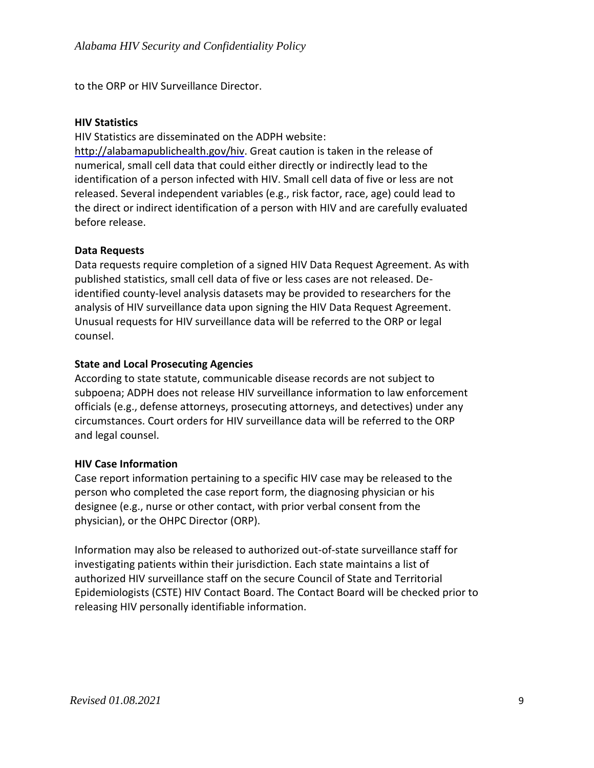to the ORP or HIV Surveillance Director.

**HIV Statistics**

HIV Statistics are disseminated on the ADPH website: http://alabamapublichealth.gov/hiv. Great caution is taken in the release of numerical, small cell data that could either directly or indirectly lead to the identification of a person infected with HIV. Small cell data of five or less are not released. Several independent variables (e.g., risk factor, race, age) could lead to the direct or indirect identification of a person with HIV and are carefully evaluated before release.

**Data Requests**

Data requests require completion of a signed HIV Data Request Agreement. As with published statistics, small cell data of five or less cases are not released. De-identified county-level analysis datasets may be provided to researchers for the analysis of HIV surveillance data upon signing the HIV Data Request Agreement. Unusual requests for HIV surveillance data will be referred to the ORP or legal counsel.

**State and Local Prosecuting Agencies**

According to state statute, communicable disease records are not subject to subpoena; ADPH does not release HIV surveillance information to law enforcement officials (e.g., defense attorneys, prosecuting attorneys, and detectives) under any circumstances. Court orders for HIV surveillance data will be referred to the ORP and legal counsel.

**HIV Case Information**

Case report information pertaining to a specific HIV case may be released to the person who completed the case report form, the diagnosing physician or his designee (e.g., nurse or other contact, with prior verbal consent from the physician), or the OHPC Director (ORP).

Information may also be released to authorized out-of-state surveillance staff for investigating patients within their jurisdiction. Each state maintains a list of authorized HIV surveillance staff on the secure Council of State and Territorial Epidemiologists (CSTE) HIV Contact Board. The Contact Board will be checked prior to releasing HIV personally identifiable information.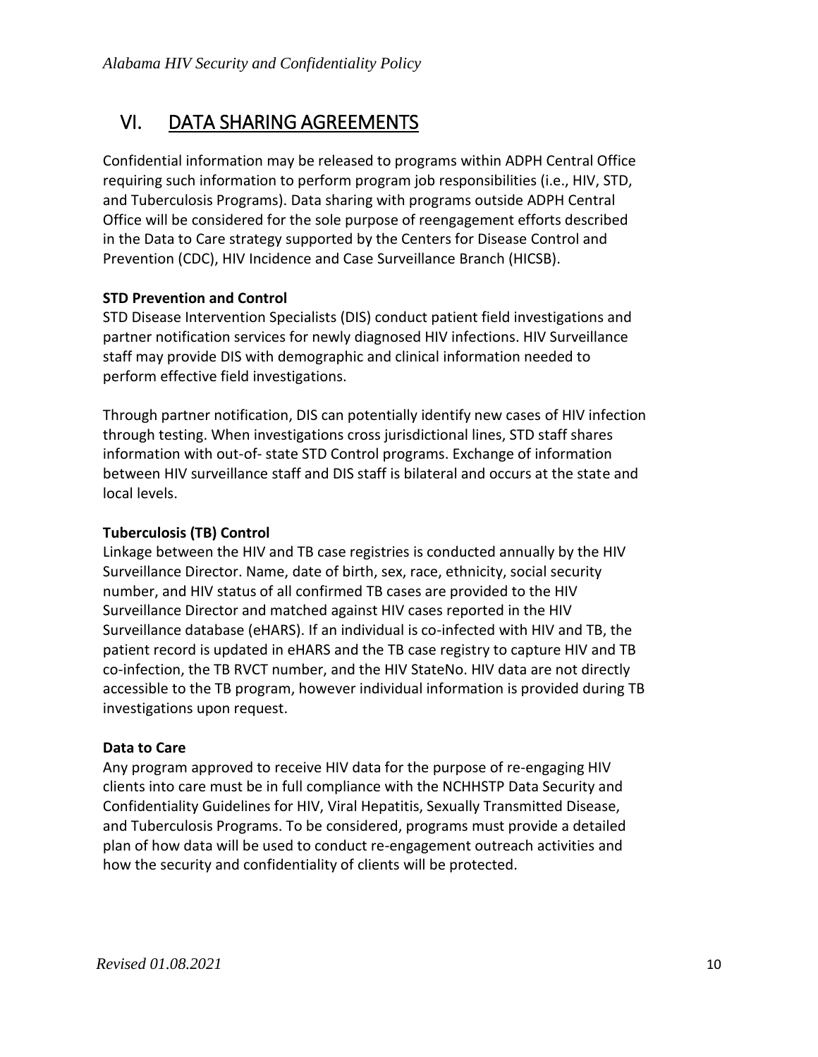## VI. DATA SHARING AGREEMENTS

Confidential information may be released to programs within ADPH Central Office requiring such information to perform program job responsibilities (i.e., HIV, STD, and Tuberculosis Programs). Data sharing with programs outside ADPH Central Office will be considered for the sole purpose of reengagement efforts described in the Data to Care strategy supported by the Centers for Disease Control and Prevention (CDC), HIV Incidence and Case Surveillance Branch (HICSB).

**STD Prevention and Control**

STD Disease Intervention Specialists (DIS) conduct patient field investigations and partner notification services for newly diagnosed HIV infections. HIV Surveillance staff may provide DIS with demographic and clinical information needed to perform effective field investigations.

Through partner notification, DIS can potentially identify new cases of HIV infection through testing. When investigations cross jurisdictional lines, STD staff shares information with out-of- state STD Control programs. Exchange of information between HIV surveillance staff and DIS staff is bilateral and occurs at the state and local levels.

**Tuberculosis (TB) Control**

Linkage between the HIV and TB case registries is conducted annually by the HIV Surveillance Director. Name, date of birth, sex, race, ethnicity, social security number, and HIV status of all confirmed TB cases are provided to the HIV Surveillance Director and matched against HIV cases reported in the HIV Surveillance database (eHARS). If an individual is co-infected with HIV and TB, the patient record is updated in eHARS and the TB case registry to capture HIV and TB co-infection, the TB RVCT number, and the HIV StateNo. HIV data are not directly accessible to the TB program, however individual information is provided during TB investigations upon request.

**Data to Care**

Any program approved to receive HIV data for the purpose of re-engaging HIV clients into care must be in full compliance with the NCHHSTP Data Security and Confidentiality Guidelines for HIV, Viral Hepatitis, Sexually Transmitted Disease, and Tuberculosis Programs. To be considered, programs must provide a detailed plan of how data will be used to conduct re-engagement outreach activities and how the security and confidentiality of clients will be protected.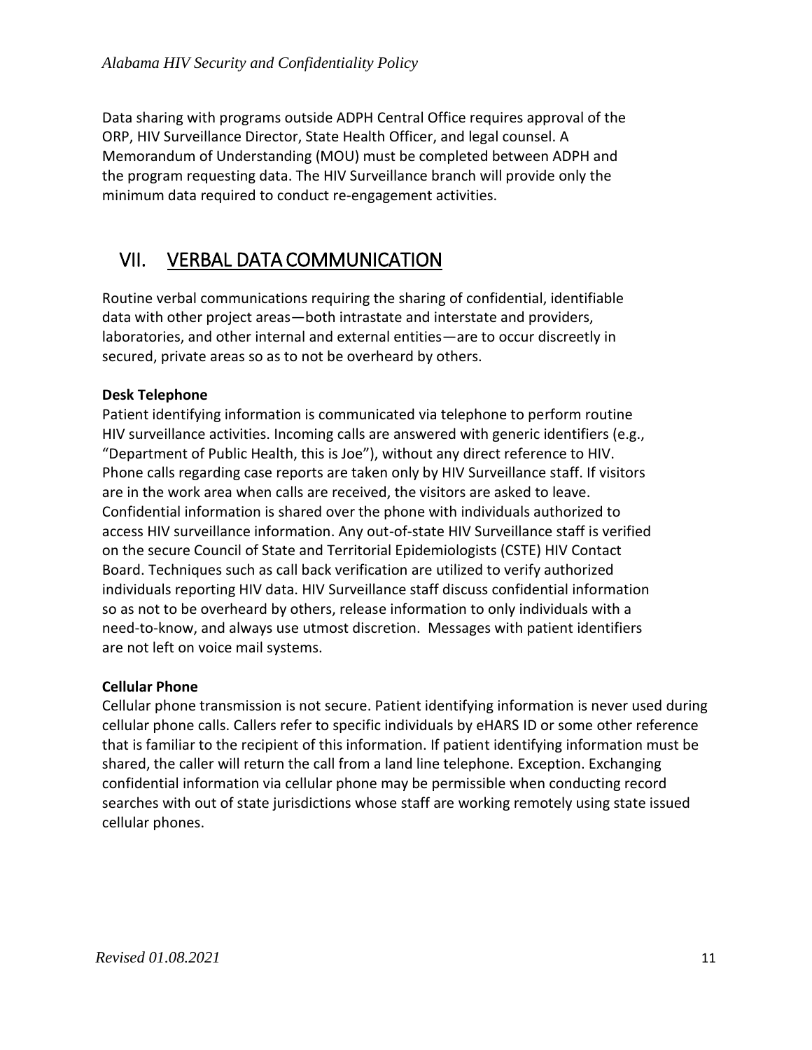Data sharing with programs outside ADPH Central Office requires approval of the ORP, HIV Surveillance Director, State Health Officer, and legal counsel. A Memorandum of Understanding (MOU) must be completed between ADPH and the program requesting data. The HIV Surveillance branch will provide only the minimum data required to conduct re-engagement activities.

# VII. VERBAL DATA COMMUNICATION

Routine verbal communications requiring the sharing of confidential, identifiable data with other project areas—both intrastate and interstate and providers, laboratories, and other internal and external entities—are to occur discreetly in secured, private areas so as to not be overheard by others.

**Desk Telephone**

Patient identifying information is communicated via telephone to perform routine HIV surveillance activities. Incoming calls are answered with generic identifiers (e.g., "Department of Public Health, this is Joe"), without any direct reference to HIV. Phone calls regarding case reports are taken only by HIV Surveillance staff. If visitors are in the work area when calls are received, the visitors are asked to leave. Confidential information is shared over the phone with individuals authorized to access HIV surveillance information. Any out-of-state HIV Surveillance staff is verified on the secure Council of State and Territorial Epidemiologists (CSTE) HIV Contact Board. Techniques such as call back verification are utilized to verify authorized individuals reporting HIV data. HIV Surveillance staff discuss confidential information so as not to be overheard by others, release information to only individuals with a need-to-know, and always use utmost discretion. Messages with patient identifiers are not left on voice mail systems.

**Cellular Phone**

Cellular phone transmission is not secure. Patient identifying information is never used during cellular phone calls. Callers refer to specific individuals by eHARS ID or some other reference that is familiar to the recipient of this information. If patient identifying information must be shared, the caller will return the call from a land line telephone. Exception. Exchanging confidential information via cellular phone may be permissible when conducting record searches with out of state jurisdictions whose staff are working remotely using state issued cellular phones.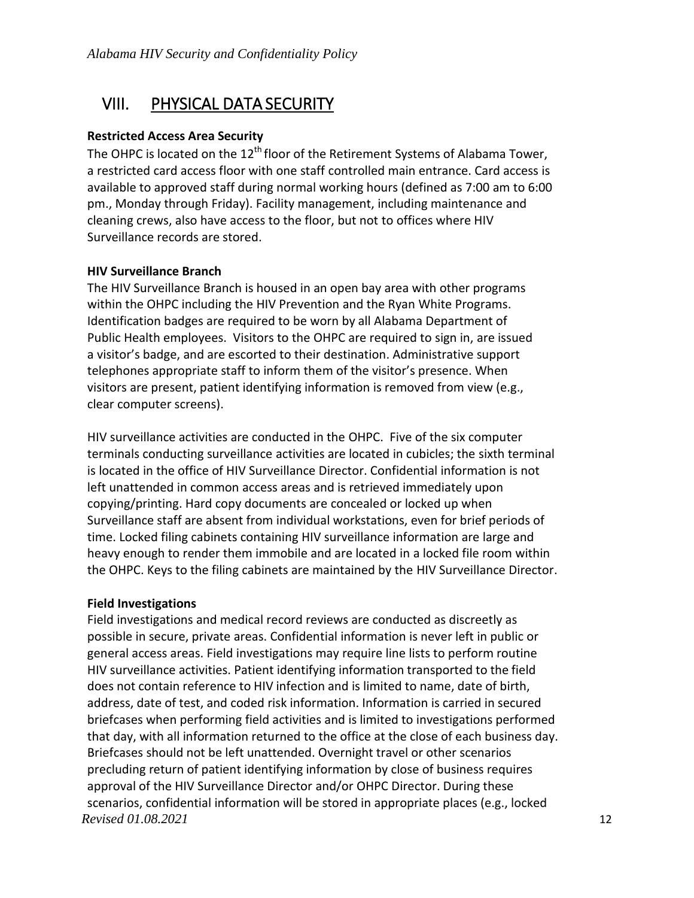## VIII. PHYSICAL DATA SECURITY

**Restricted Access Area Security**

The OHPC is located on the 12th floor of the Retirement Systems of Alabama Tower, a restricted card access floor with one staff controlled main entrance. Card access is available to approved staff during normal working hours (defined as 7:00 am to 6:00 pm., Monday through Friday). Facility management, including maintenance and cleaning crews, also have access to the floor, but not to offices where HIV Surveillance records are stored.

**HIV Surveillance Branch**

The HIV Surveillance Branch is housed in an open bay area with other programs within the OHPC including the HIV Prevention and the Ryan White Programs. Identification badges are required to be worn by all Alabama Department of Public Health employees. Visitors to the OHPC are required to sign in, are issued a visitor's badge, and are escorted to their destination. Administrative support telephones appropriate staff to inform them of the visitor's presence. When visitors are present, patient identifying information is removed from view (e.g., clear computer screens).

HIV surveillance activities are conducted in the OHPC. Five of the six computer terminals conducting surveillance activities are located in cubicles; the sixth terminal is located in the office of HIV Surveillance Director. Confidential information is not left unattended in common access areas and is retrieved immediately upon copying/printing. Hard copy documents are concealed or locked up when Surveillance staff are absent from individual workstations, even for brief periods of time. Locked filing cabinets containing HIV surveillance information are large and heavy enough to render them immobile and are located in a locked file room within the OHPC. Keys to the filing cabinets are maintained by the HIV Surveillance Director.

**Field Investigations**

Field investigations and medical record reviews are conducted as discreetly as possible in secure, private areas. Confidential information is never left in public or general access areas. Field investigations may require line lists to perform routine HIV surveillance activities. Patient identifying information transported to the field does not contain reference to HIV infection and is limited to name, date of birth, address, date of test, and coded risk information. Information is carried in secured briefcases when performing field activities and is limited to investigations performed that day, with all information returned to the office at the close of each business day. Briefcases should not be left unattended. Overnight travel or other scenarios precluding return of patient identifying information by close of business requires approval of the HIV Surveillance Director and/or OHPC Director. During these scenarios, confidential information will be stored in appropriate places (e.g., locked

*Revised 01.08.2021*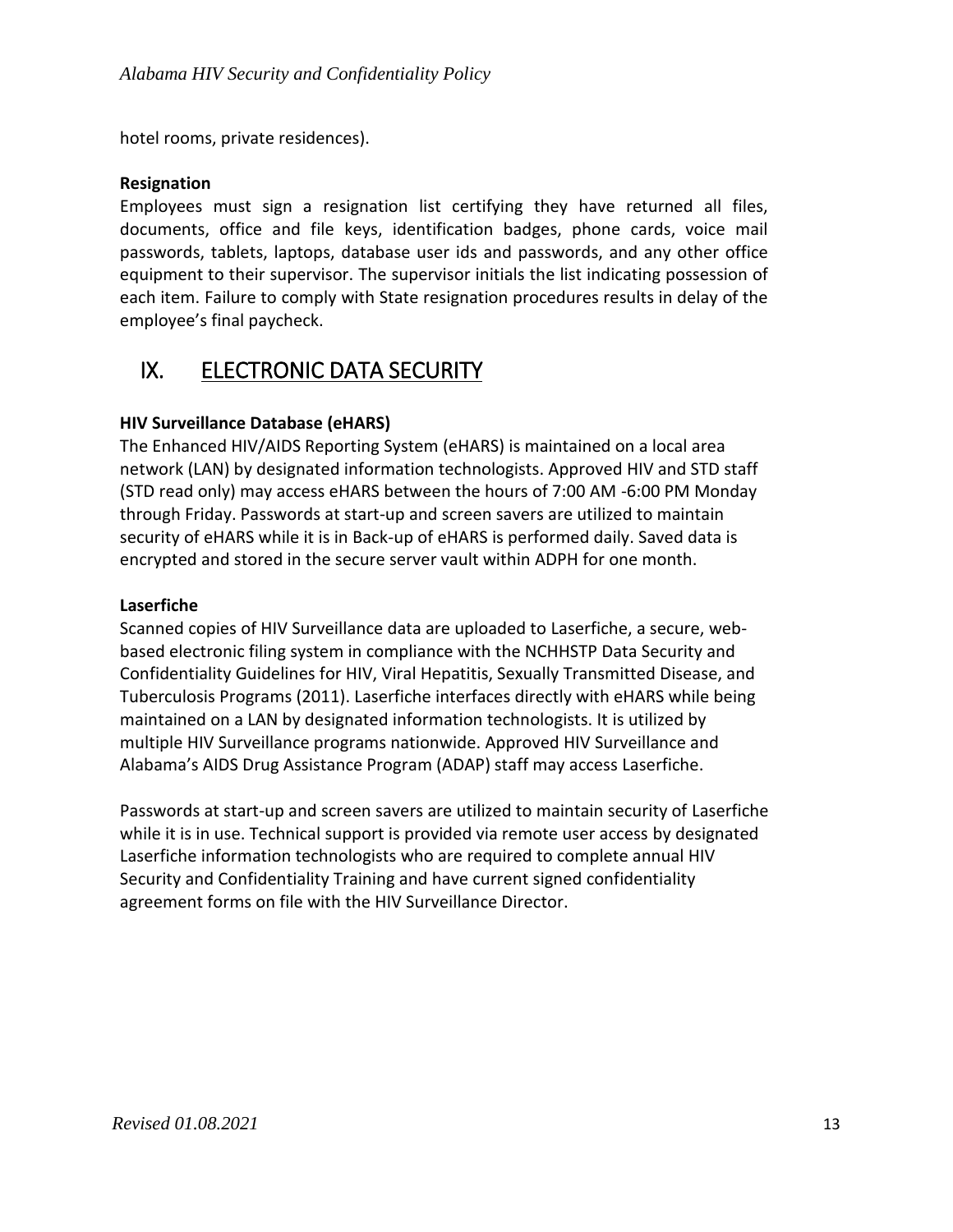hotel rooms, private residences).

**Resignation**

Employees must sign a resignation list certifying they have returned all files, documents, office and file keys, identification badges, phone cards, voice mail passwords, tablets, laptops, database user ids and passwords, and any other office equipment to their supervisor. The supervisor initials the list indicating possession of each item. Failure to comply with State resignation procedures results in delay of the employee's final paycheck.

# IX. ELECTRONIC DATA SECURITY

**HIV Surveillance Database (eHARS)**

The Enhanced HIV/AIDS Reporting System (eHARS) is maintained on a local area network (LAN) by designated information technologists. Approved HIV and STD staff (STD read only) may access eHARS between the hours of 7:00 AM -6:00 PM Monday through Friday. Passwords at start-up and screen savers are utilized to maintain security of eHARS while it is in Back-up of eHARS is performed daily. Saved data is encrypted and stored in the secure server vault within ADPH for one month.

**Laserfiche**

Scanned copies of HIV Surveillance data are uploaded to Laserfiche, a secure, web-based electronic filing system in compliance with the NCHHSTP Data Security and Confidentiality Guidelines for HIV, Viral Hepatitis, Sexually Transmitted Disease, and Tuberculosis Programs (2011). Laserfiche interfaces directly with eHARS while being maintained on a LAN by designated information technologists. It is utilized by multiple HIV Surveillance programs nationwide. Approved HIV Surveillance and Alabama's AIDS Drug Assistance Program (ADAP) staff may access Laserfiche.

Passwords at start-up and screen savers are utilized to maintain security of Laserfiche while it is in use. Technical support is provided via remote user access by designated Laserfiche information technologists who are required to complete annual HIV Security and Confidentiality Training and have current signed confidentiality agreement forms on file with the HIV Surveillance Director.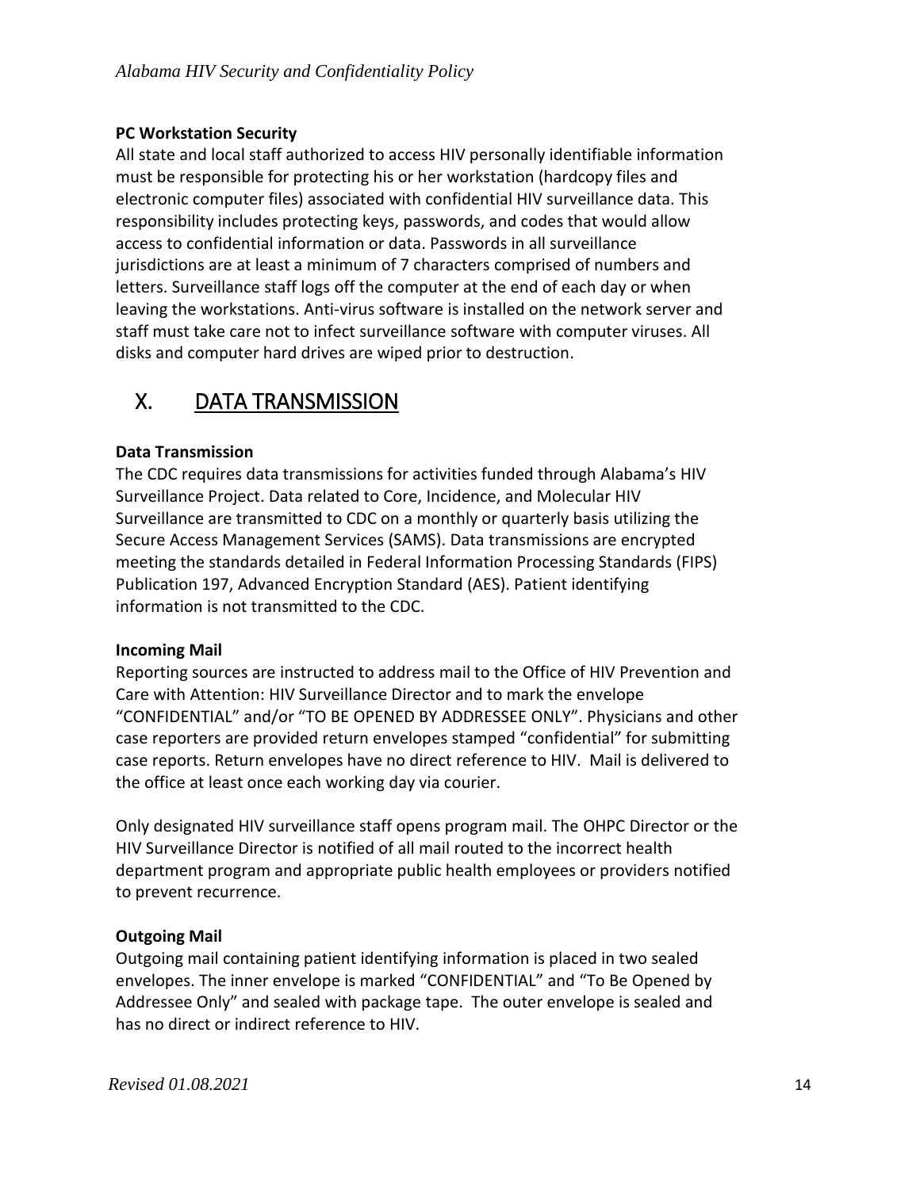**PC Workstation Security**

All state and local staff authorized to access HIV personally identifiable information must be responsible for protecting his or her workstation (hardcopy files and electronic computer files) associated with confidential HIV surveillance data. This responsibility includes protecting keys, passwords, and codes that would allow access to confidential information or data. Passwords in all surveillance jurisdictions are at least a minimum of 7 characters comprised of numbers and letters. Surveillance staff logs off the computer at the end of each day or when leaving the workstations. Anti-virus software is installed on the network server and staff must take care not to infect surveillance software with computer viruses. All disks and computer hard drives are wiped prior to destruction.

# X. DATA TRANSMISSION

**Data Transmission**

The CDC requires data transmissions for activities funded through Alabama's HIV Surveillance Project. Data related to Core, Incidence, and Molecular HIV Surveillance are transmitted to CDC on a monthly or quarterly basis utilizing the Secure Access Management Services (SAMS). Data transmissions are encrypted meeting the standards detailed in Federal Information Processing Standards (FIPS) Publication 197, Advanced Encryption Standard (AES). Patient identifying information is not transmitted to the CDC.

**Incoming Mail**

Reporting sources are instructed to address mail to the Office of HIV Prevention and Care with Attention: HIV Surveillance Director and to mark the envelope "CONFIDENTIAL" and/or "TO BE OPENED BY ADDRESSEE ONLY". Physicians and other case reporters are provided return envelopes stamped "confidential" for submitting case reports. Return envelopes have no direct reference to HIV. Mail is delivered to the office at least once each working day via courier.

Only designated HIV surveillance staff opens program mail. The OHPC Director or the HIV Surveillance Director is notified of all mail routed to the incorrect health department program and appropriate public health employees or providers notified to prevent recurrence.

**Outgoing Mail**

Outgoing mail containing patient identifying information is placed in two sealed envelopes. The inner envelope is marked "CONFIDENTIAL" and "To Be Opened by Addressee Only" and sealed with package tape. The outer envelope is sealed and has no direct or indirect reference to HIV.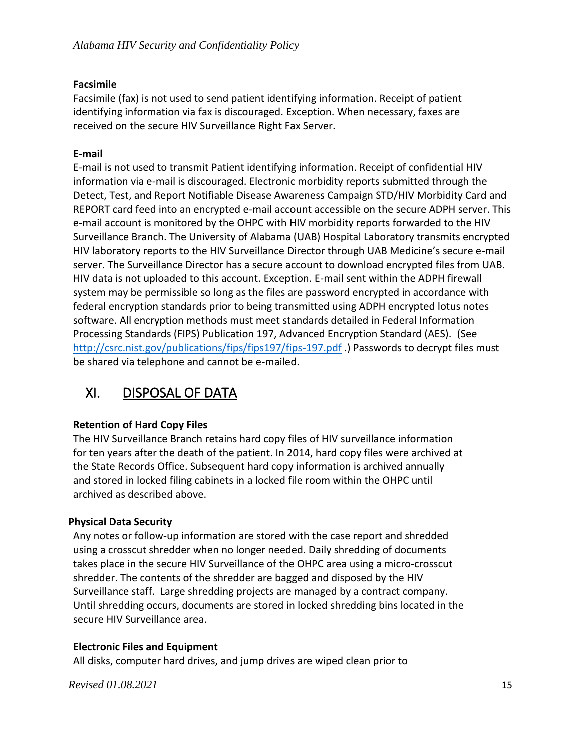**Facsimile**

Facsimile (fax) is not used to send patient identifying information. Receipt of patient identifying information via fax is discouraged. Exception. When necessary, faxes are received on the secure HIV Surveillance Right Fax Server.

**E-mail**

E-mail is not used to transmit Patient identifying information. Receipt of confidential HIV information via e-mail is discouraged. Electronic morbidity reports submitted through the Detect, Test, and Report Notifiable Disease Awareness Campaign STD/HIV Morbidity Card and REPORT card feed into an encrypted e-mail account accessible on the secure ADPH server. This e-mail account is monitored by the OHPC with HIV morbidity reports forwarded to the HIV Surveillance Branch. The University of Alabama (UAB) Hospital Laboratory transmits encrypted HIV laboratory reports to the HIV Surveillance Director through UAB Medicine's secure e-mail server. The Surveillance Director has a secure account to download encrypted files from UAB. HIV data is not uploaded to this account. Exception. E-mail sent within the ADPH firewall system may be permissible so long as the files are password encrypted in accordance with federal encryption standards prior to being transmitted using ADPH encrypted lotus notes software. All encryption methods must meet standards detailed in Federal Information Processing Standards (FIPS) Publication 197, Advanced Encryption Standard (AES). (See http://csrc.nist.gov/publications/fips/fips197/fips-197.pdf .) Passwords to decrypt files must be shared via telephone and cannot be e-mailed.

## XI. DISPOSAL OF DATA

**Retention of Hard Copy Files**

The HIV Surveillance Branch retains hard copy files of HIV surveillance information for ten years after the death of the patient. In 2014, hard copy files were archived at the State Records Office. Subsequent hard copy information is archived annually and stored in locked filing cabinets in a locked file room within the OHPC until archived as described above.

**Physical Data Security**

Any notes or follow-up information are stored with the case report and shredded using a crosscut shredder when no longer needed. Daily shredding of documents takes place in the secure HIV Surveillance of the OHPC area using a micro-crosscut shredder. The contents of the shredder are bagged and disposed by the HIV Surveillance staff. Large shredding projects are managed by a contract company. Until shredding occurs, documents are stored in locked shredding bins located in the secure HIV Surveillance area.

**Electronic Files and Equipment**

All disks, computer hard drives, and jump drives are wiped clean prior to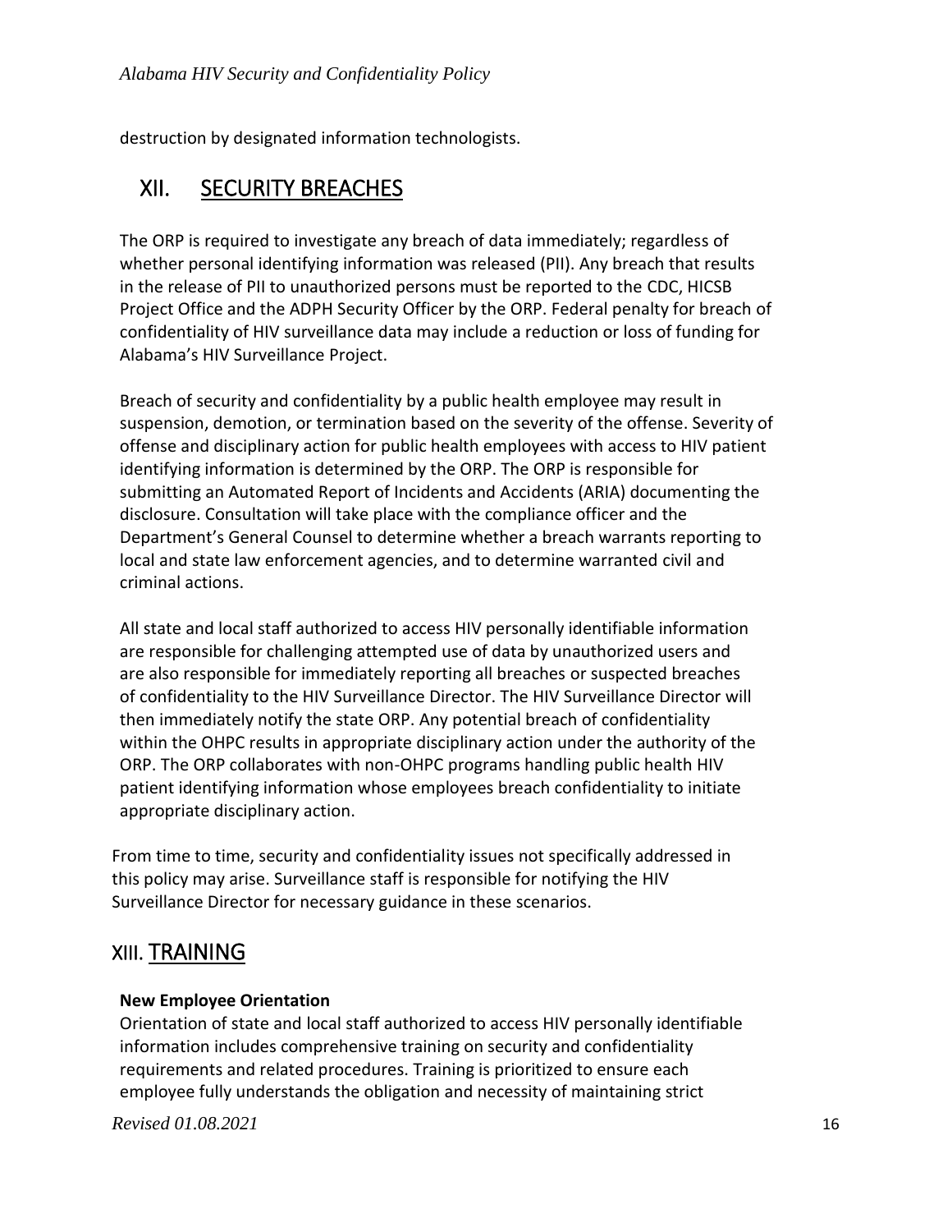destruction by designated information technologists.

## XII. SECURITY BREACHES

The ORP is required to investigate any breach of data immediately; regardless of whether personal identifying information was released (PII). Any breach that results in the release of PII to unauthorized persons must be reported to the CDC, HICSB Project Office and the ADPH Security Officer by the ORP. Federal penalty for breach of confidentiality of HIV surveillance data may include a reduction or loss of funding for Alabama's HIV Surveillance Project.

Breach of security and confidentiality by a public health employee may result in suspension, demotion, or termination based on the severity of the offense. Severity of offense and disciplinary action for public health employees with access to HIV patient identifying information is determined by the ORP. The ORP is responsible for submitting an Automated Report of Incidents and Accidents (ARIA) documenting the disclosure. Consultation will take place with the compliance officer and the Department's General Counsel to determine whether a breach warrants reporting to local and state law enforcement agencies, and to determine warranted civil and criminal actions.

All state and local staff authorized to access HIV personally identifiable information are responsible for challenging attempted use of data by unauthorized users and are also responsible for immediately reporting all breaches or suspected breaches of confidentiality to the HIV Surveillance Director. The HIV Surveillance Director will then immediately notify the state ORP. Any potential breach of confidentiality within the OHPC results in appropriate disciplinary action under the authority of the ORP. The ORP collaborates with non-OHPC programs handling public health HIV patient identifying information whose employees breach confidentiality to initiate appropriate disciplinary action.

From time to time, security and confidentiality issues not specifically addressed in this policy may arise. Surveillance staff is responsible for notifying the HIV Surveillance Director for necessary guidance in these scenarios.

## XIII. TRAINING

**New Employee Orientation**

Orientation of state and local staff authorized to access HIV personally identifiable information includes comprehensive training on security and confidentiality requirements and related procedures. Training is prioritized to ensure each employee fully understands the obligation and necessity of maintaining strict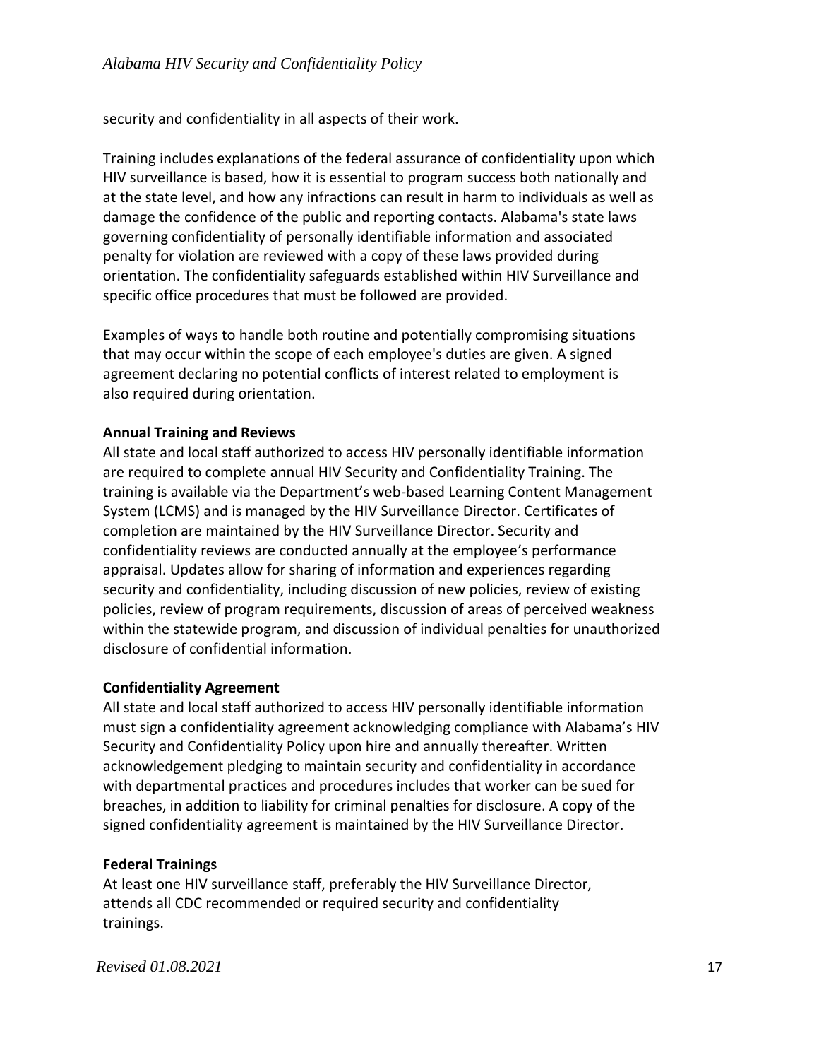security and confidentiality in all aspects of their work.

Training includes explanations of the federal assurance of confidentiality upon which HIV surveillance is based, how it is essential to program success both nationally and at the state level, and how any infractions can result in harm to individuals as well as damage the confidence of the public and reporting contacts. Alabama's state laws governing confidentiality of personally identifiable information and associated penalty for violation are reviewed with a copy of these laws provided during orientation. The confidentiality safeguards established within HIV Surveillance and specific office procedures that must be followed are provided.

Examples of ways to handle both routine and potentially compromising situations that may occur within the scope of each employee's duties are given. A signed agreement declaring no potential conflicts of interest related to employment is also required during orientation.

**Annual Training and Reviews**

All state and local staff authorized to access HIV personally identifiable information are required to complete annual HIV Security and Confidentiality Training. The training is available via the Department's web-based Learning Content Management System (LCMS) and is managed by the HIV Surveillance Director. Certificates of completion are maintained by the HIV Surveillance Director. Security and confidentiality reviews are conducted annually at the employee's performance appraisal. Updates allow for sharing of information and experiences regarding security and confidentiality, including discussion of new policies, review of existing policies, review of program requirements, discussion of areas of perceived weakness within the statewide program, and discussion of individual penalties for unauthorized disclosure of confidential information.

**Confidentiality Agreement**

All state and local staff authorized to access HIV personally identifiable information must sign a confidentiality agreement acknowledging compliance with Alabama's HIV Security and Confidentiality Policy upon hire and annually thereafter. Written acknowledgement pledging to maintain security and confidentiality in accordance with departmental practices and procedures includes that worker can be sued for breaches, in addition to liability for criminal penalties for disclosure. A copy of the signed confidentiality agreement is maintained by the HIV Surveillance Director.

**Federal Trainings**

At least one HIV surveillance staff, preferably the HIV Surveillance Director, attends all CDC recommended or required security and confidentiality trainings.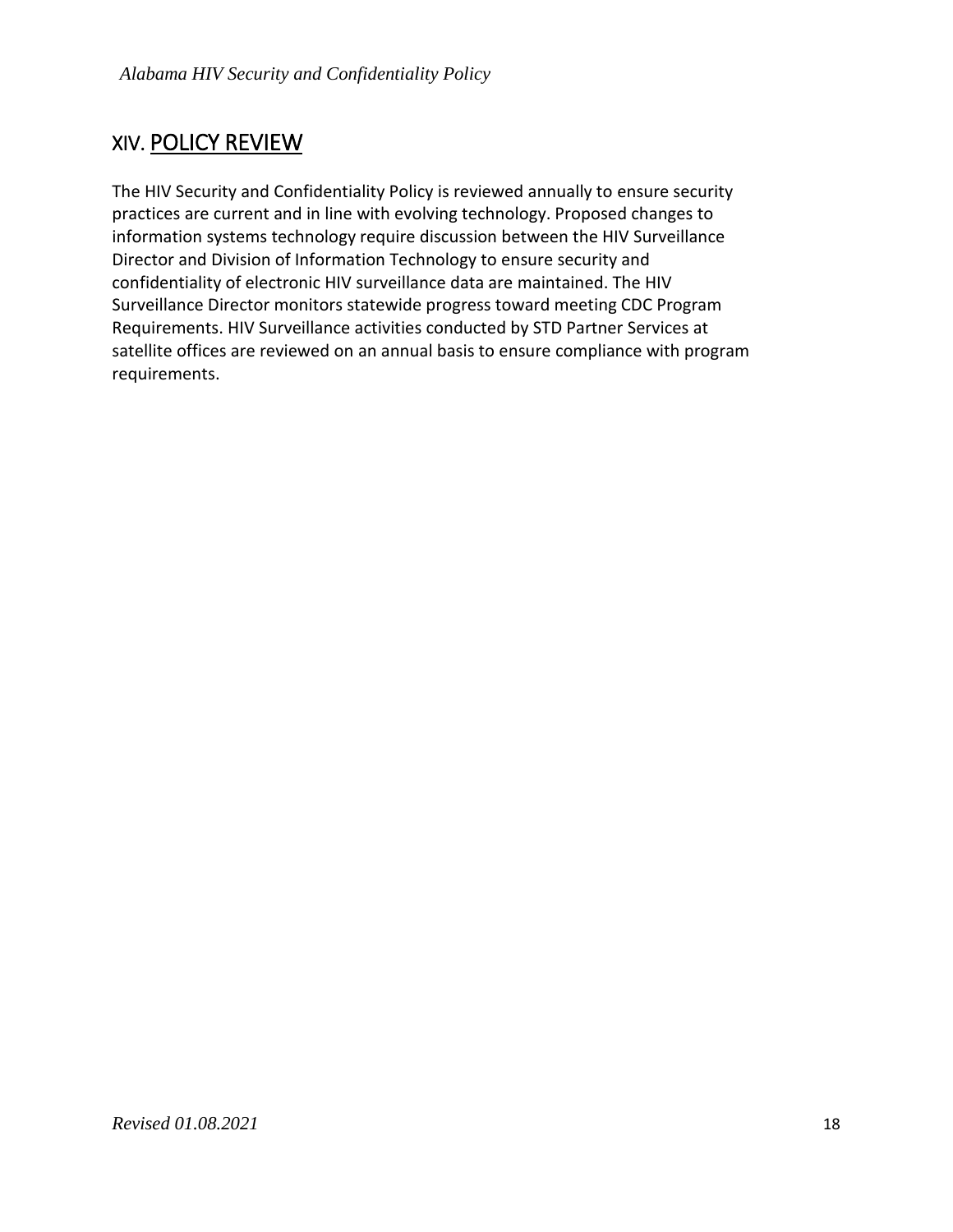## XIV. POLICY REVIEW

The HIV Security and Confidentiality Policy is reviewed annually to ensure security practices are current and in line with evolving technology. Proposed changes to information systems technology require discussion between the HIV Surveillance Director and Division of Information Technology to ensure security and confidentiality of electronic HIV surveillance data are maintained. The HIV Surveillance Director monitors statewide progress toward meeting CDC Program Requirements. HIV Surveillance activities conducted by STD Partner Services at satellite offices are reviewed on an annual basis to ensure compliance with program requirements.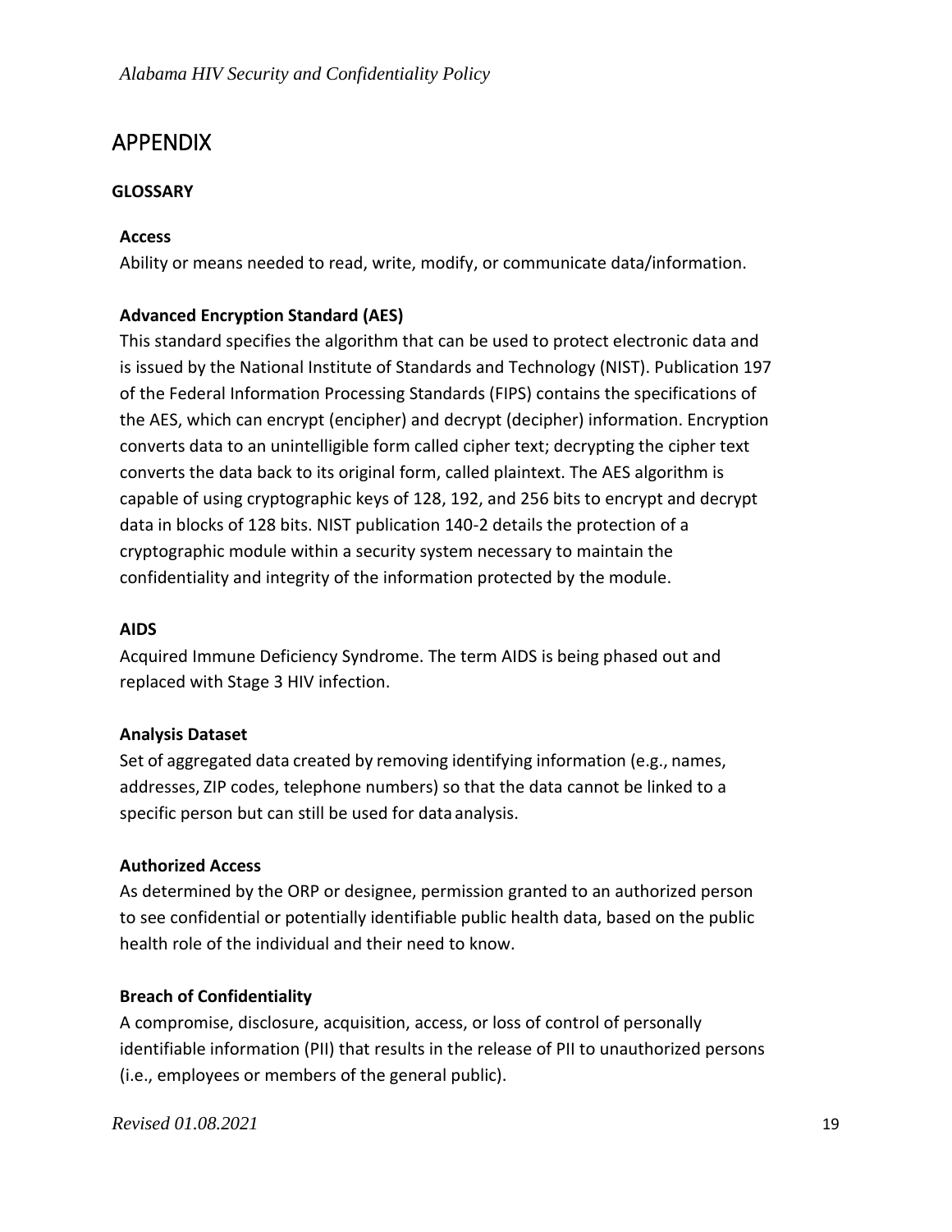# APPENDIX

**GLOSSARY**

**Access**

Ability or means needed to read, write, modify, or communicate data/information.

**Advanced Encryption Standard (AES)**

This standard specifies the algorithm that can be used to protect electronic data and is issued by the National Institute of Standards and Technology (NIST). Publication 197 of the Federal Information Processing Standards (FIPS) contains the specifications of the AES, which can encrypt (encipher) and decrypt (decipher) information. Encryption converts data to an unintelligible form called cipher text; decrypting the cipher text converts the data back to its original form, called plaintext. The AES algorithm is capable of using cryptographic keys of 128, 192, and 256 bits to encrypt and decrypt data in blocks of 128 bits. NIST publication 140-2 details the protection of a cryptographic module within a security system necessary to maintain the confidentiality and integrity of the information protected by the module.

**AIDS**

Acquired Immune Deficiency Syndrome. The term AIDS is being phased out and replaced with Stage 3 HIV infection.

**Analysis Dataset**

Set of aggregated data created by removing identifying information (e.g., names, addresses, ZIP codes, telephone numbers) so that the data cannot be linked to a specific person but can still be used for data analysis.

**Authorized Access**

As determined by the ORP or designee, permission granted to an authorized person to see confidential or potentially identifiable public health data, based on the public health role of the individual and their need to know.

**Breach of Confidentiality**

A compromise, disclosure, acquisition, access, or loss of control of personally identifiable information (PII) that results in the release of PII to unauthorized persons (i.e., employees or members of the general public).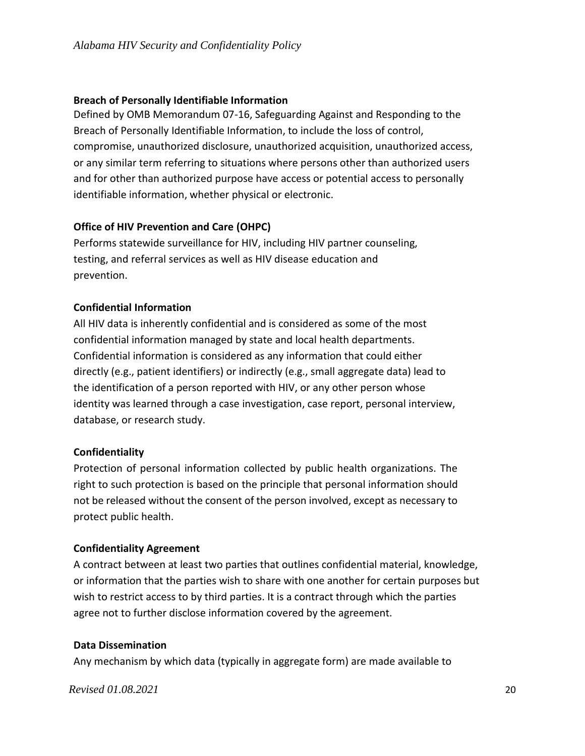**Breach of Personally Identifiable Information**

Defined by OMB Memorandum 07-16, Safeguarding Against and Responding to the Breach of Personally Identifiable Information, to include the loss of control, compromise, unauthorized disclosure, unauthorized acquisition, unauthorized access, or any similar term referring to situations where persons other than authorized users and for other than authorized purpose have access or potential access to personally identifiable information, whether physical or electronic.

**Office of HIV Prevention and Care (OHPC)**

Performs statewide surveillance for HIV, including HIV partner counseling, testing, and referral services as well as HIV disease education and prevention.

**Confidential Information**

All HIV data is inherently confidential and is considered as some of the most confidential information managed by state and local health departments. Confidential information is considered as any information that could either directly (e.g., patient identifiers) or indirectly (e.g., small aggregate data) lead to the identification of a person reported with HIV, or any other person whose identity was learned through a case investigation, case report, personal interview, database, or research study.

**Confidentiality**

Protection of personal information collected by public health organizations. The right to such protection is based on the principle that personal information should not be released without the consent of the person involved, except as necessary to protect public health.

**Confidentiality Agreement**

A contract between at least two parties that outlines confidential material, knowledge, or information that the parties wish to share with one another for certain purposes but wish to restrict access to by third parties. It is a contract through which the parties agree not to further disclose information covered by the agreement.

**Data Dissemination**

Any mechanism by which data (typically in aggregate form) are made available to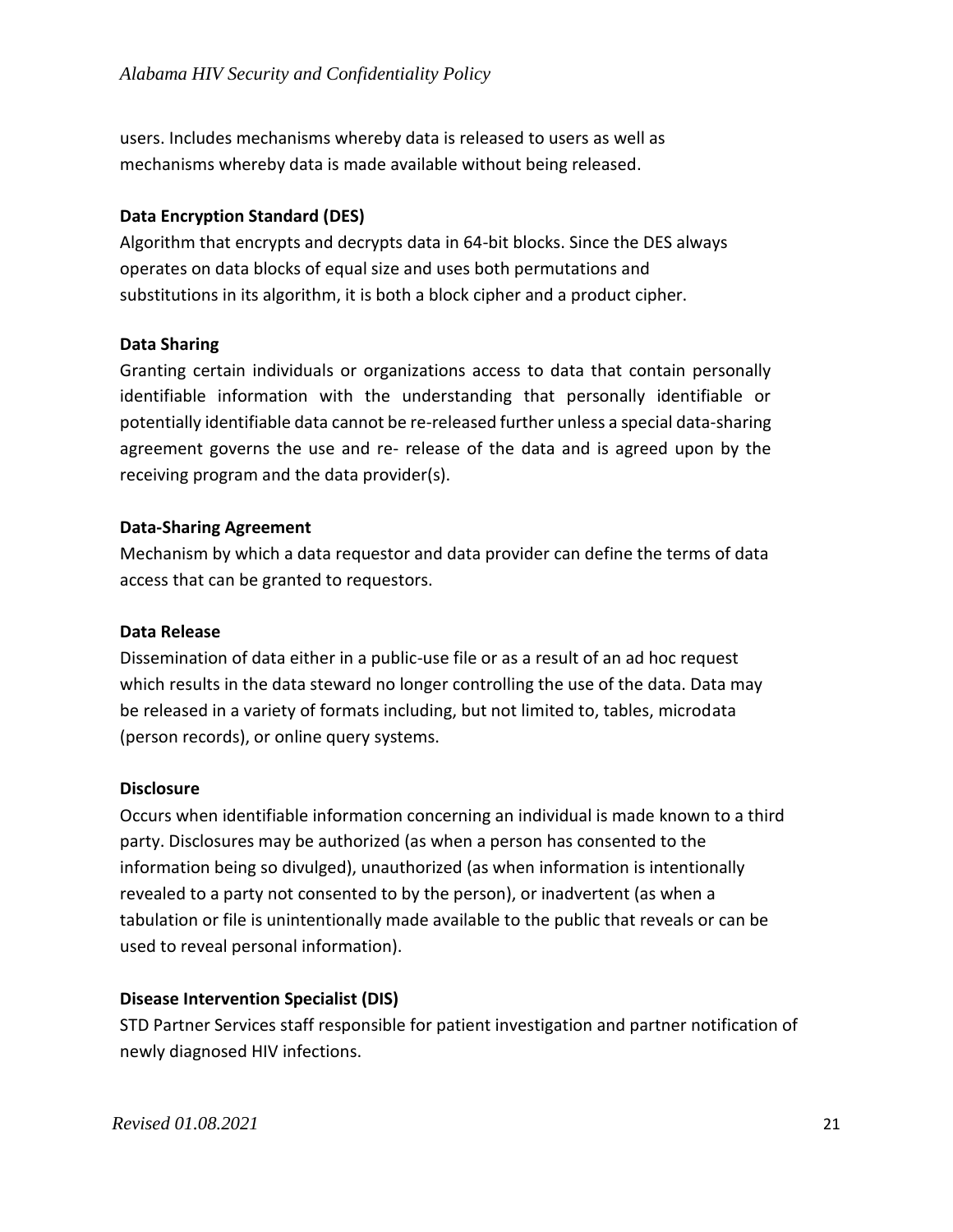users. Includes mechanisms whereby data is released to users as well as mechanisms whereby data is made available without being released.

**Data Encryption Standard (DES)**

Algorithm that encrypts and decrypts data in 64-bit blocks. Since the DES always operates on data blocks of equal size and uses both permutations and substitutions in its algorithm, it is both a block cipher and a product cipher.

**Data Sharing**

Granting certain individuals or organizations access to data that contain personally identifiable information with the understanding that personally identifiable or potentially identifiable data cannot be re-released further unless a special data-sharing agreement governs the use and re- release of the data and is agreed upon by the receiving program and the data provider(s).

**Data-Sharing Agreement**

Mechanism by which a data requestor and data provider can define the terms of data access that can be granted to requestors.

**Data Release**

Dissemination of data either in a public-use file or as a result of an ad hoc request which results in the data steward no longer controlling the use of the data. Data may be released in a variety of formats including, but not limited to, tables, microdata (person records), or online query systems.

**Disclosure**

Occurs when identifiable information concerning an individual is made known to a third party. Disclosures may be authorized (as when a person has consented to the information being so divulged), unauthorized (as when information is intentionally revealed to a party not consented to by the person), or inadvertent (as when a tabulation or file is unintentionally made available to the public that reveals or can be used to reveal personal information).

**Disease Intervention Specialist (DIS)**

STD Partner Services staff responsible for patient investigation and partner notification of newly diagnosed HIV infections.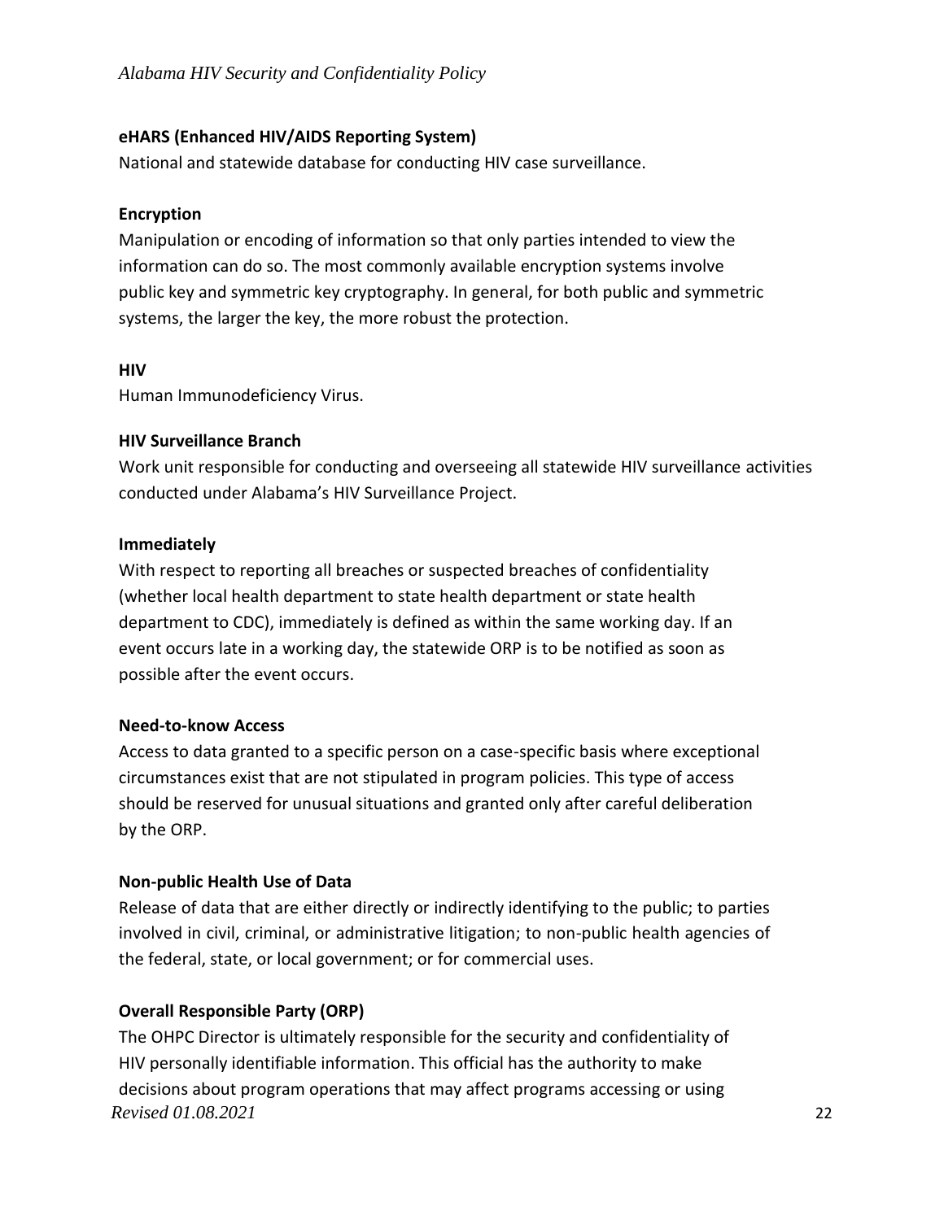**eHARS (Enhanced HIV/AIDS Reporting System)**

National and statewide database for conducting HIV case surveillance.

**Encryption**

Manipulation or encoding of information so that only parties intended to view the information can do so. The most commonly available encryption systems involve public key and symmetric key cryptography. In general, for both public and symmetric systems, the larger the key, the more robust the protection.

**HIV**

Human Immunodeficiency Virus.

**HIV Surveillance Branch**

Work unit responsible for conducting and overseeing all statewide HIV surveillance activities conducted under Alabama's HIV Surveillance Project.

**Immediately**

With respect to reporting all breaches or suspected breaches of confidentiality (whether local health department to state health department or state health department to CDC), immediately is defined as within the same working day. If an event occurs late in a working day, the statewide ORP is to be notified as soon as possible after the event occurs.

**Need-to-know Access**

Access to data granted to a specific person on a case-specific basis where exceptional circumstances exist that are not stipulated in program policies. This type of access should be reserved for unusual situations and granted only after careful deliberation by the ORP.

**Non-public Health Use of Data**

Release of data that are either directly or indirectly identifying to the public; to parties involved in civil, criminal, or administrative litigation; to non-public health agencies of the federal, state, or local government; or for commercial uses.

**Overall Responsible Party (ORP)**

The OHPC Director is ultimately responsible for the security and confidentiality of HIV personally identifiable information. This official has the authority to make decisions about program operations that may affect programs accessing or using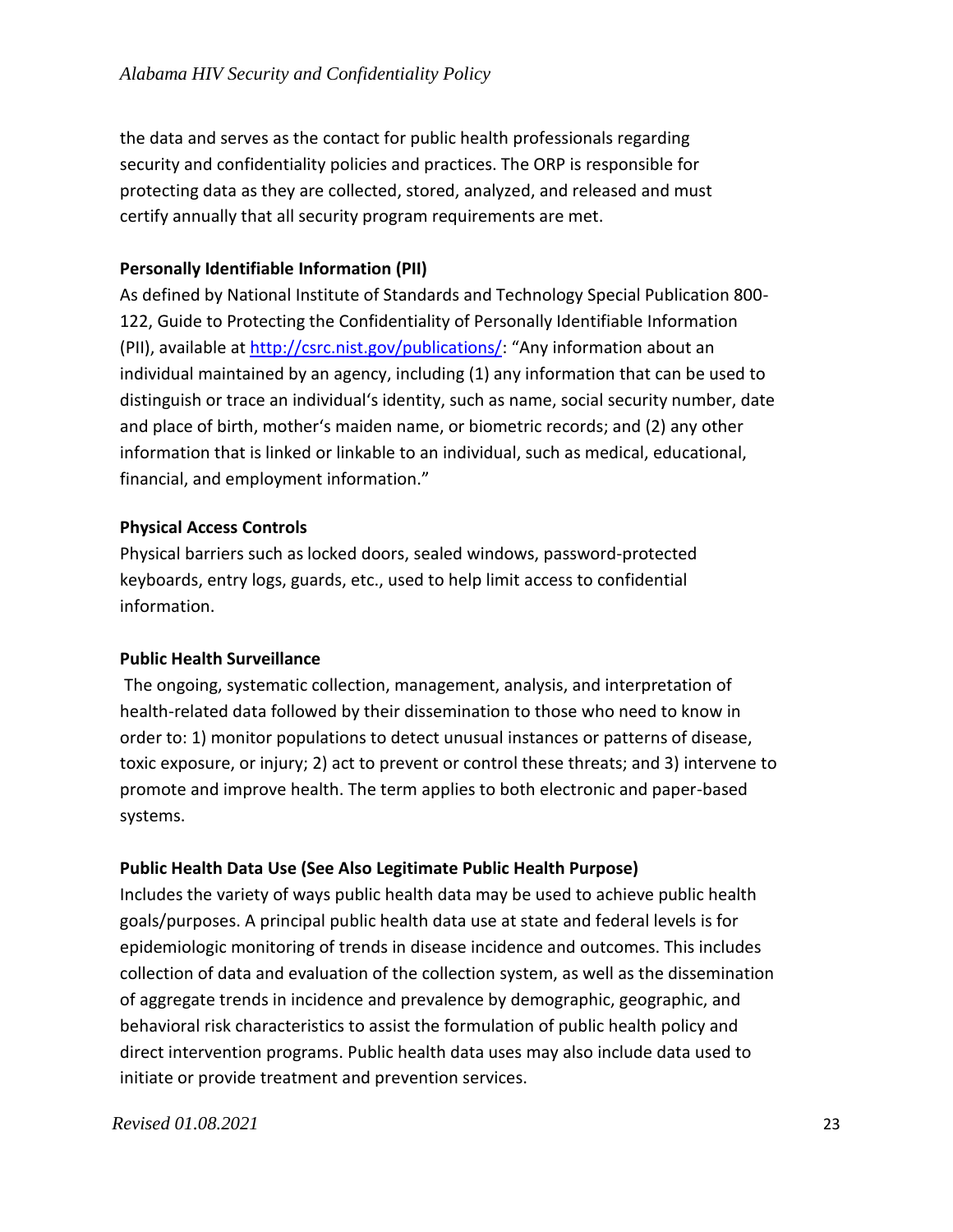the data and serves as the contact for public health professionals regarding security and confidentiality policies and practices. The ORP is responsible for protecting data as they are collected, stored, analyzed, and released and must certify annually that all security program requirements are met.

**Personally Identifiable Information (PII)**

As defined by National Institute of Standards and Technology Special Publication 800-122, Guide to Protecting the Confidentiality of Personally Identifiable Information (PII), available at http://csrc.nist.gov/publications/: "Any information about an individual maintained by an agency, including (1) any information that can be used to distinguish or trace an individual's identity, such as name, social security number, date and place of birth, mother's maiden name, or biometric records; and (2) any other information that is linked or linkable to an individual, such as medical, educational, financial, and employment information."

**Physical Access Controls**

Physical barriers such as locked doors, sealed windows, password-protected keyboards, entry logs, guards, etc., used to help limit access to confidential information.

**Public Health Surveillance**

The ongoing, systematic collection, management, analysis, and interpretation of health-related data followed by their dissemination to those who need to know in order to: 1) monitor populations to detect unusual instances or patterns of disease, toxic exposure, or injury; 2) act to prevent or control these threats; and 3) intervene to promote and improve health. The term applies to both electronic and paper-based systems.

**Public Health Data Use (See Also Legitimate Public Health Purpose)**

Includes the variety of ways public health data may be used to achieve public health goals/purposes. A principal public health data use at state and federal levels is for epidemiologic monitoring of trends in disease incidence and outcomes. This includes collection of data and evaluation of the collection system, as well as the dissemination of aggregate trends in incidence and prevalence by demographic, geographic, and behavioral risk characteristics to assist the formulation of public health policy and direct intervention programs. Public health data uses may also include data used to initiate or provide treatment and prevention services.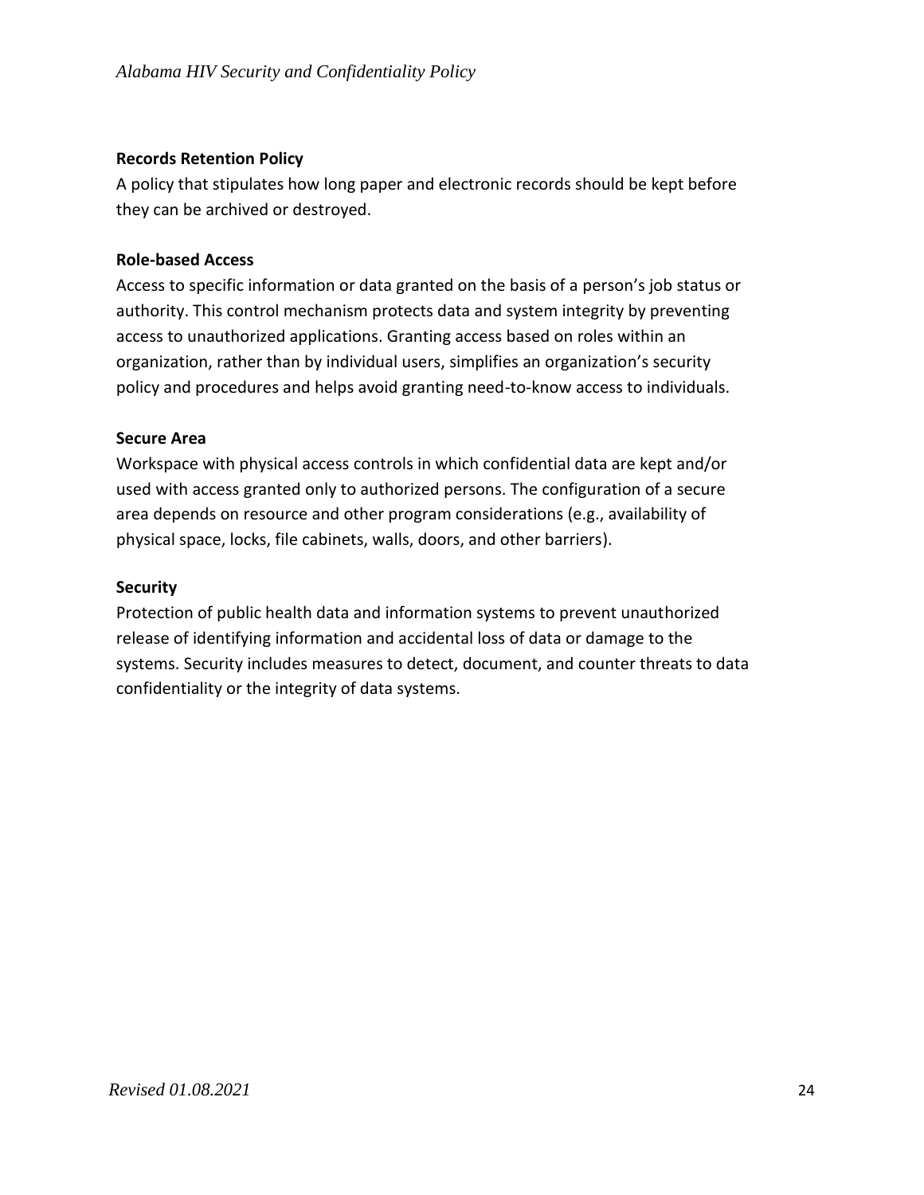**Records Retention Policy**

A policy that stipulates how long paper and electronic records should be kept before they can be archived or destroyed.

**Role-based Access**

Access to specific information or data granted on the basis of a person's job status or authority. This control mechanism protects data and system integrity by preventing access to unauthorized applications. Granting access based on roles within an organization, rather than by individual users, simplifies an organization's security policy and procedures and helps avoid granting need-to-know access to individuals.

**Secure Area**

Workspace with physical access controls in which confidential data are kept and/or used with access granted only to authorized persons. The configuration of a secure area depends on resource and other program considerations (e.g., availability of physical space, locks, file cabinets, walls, doors, and other barriers).

**Security**

Protection of public health data and information systems to prevent unauthorized release of identifying information and accidental loss of data or damage to the systems. Security includes measures to detect, document, and counter threats to data confidentiality or the integrity of data systems.